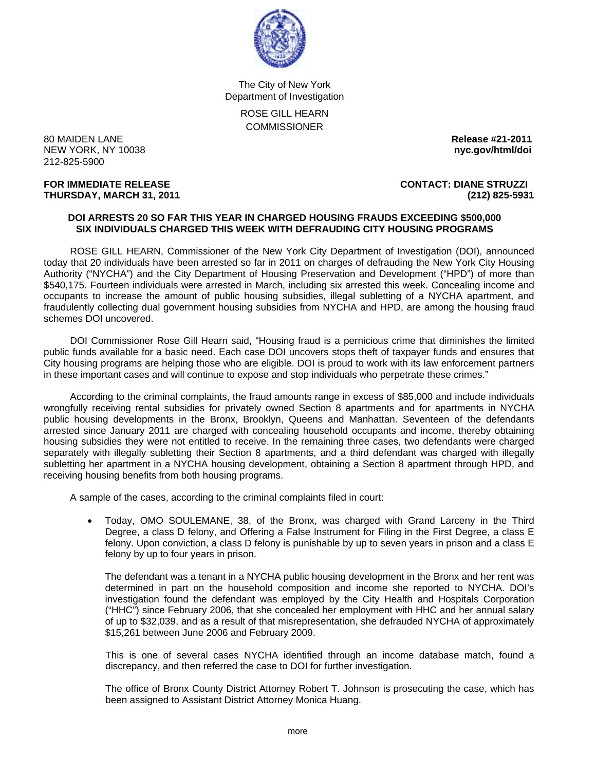The City of New York
Department of Investigation

ROSE GILL HEARN
COMMISSIONER

80 MAIDEN LANE
NEW YORK, NY 10038
212-825-5900

**Release #21-2011**
**nyc.gov/html/doi**

**FOR IMMEDIATE RELEASE**
**THURSDAY, MARCH 31, 2011**

**CONTACT: DIANE STRUZZI**
**(212) 825-5931**

**DOI ARRESTS 20 SO FAR THIS YEAR IN CHARGED HOUSING FRAUDS EXCEEDING $500,000**
**SIX INDIVIDUALS CHARGED THIS WEEK WITH DEFRAUDING CITY HOUSING PROGRAMS**

ROSE GILL HEARN, Commissioner of the New York City Department of Investigation (DOI), announced today that 20 individuals have been arrested so far in 2011 on charges of defrauding the New York City Housing Authority ("NYCHA") and the City Department of Housing Preservation and Development ("HPD") of more than $540,175. Fourteen individuals were arrested in March, including six arrested this week. Concealing income and occupants to increase the amount of public housing subsidies, illegal subletting of a NYCHA apartment, and fraudulently collecting dual government housing subsidies from NYCHA and HPD, are among the housing fraud schemes DOI uncovered.

DOI Commissioner Rose Gill Hearn said, "Housing fraud is a pernicious crime that diminishes the limited public funds available for a basic need. Each case DOI uncovers stops theft of taxpayer funds and ensures that City housing programs are helping those who are eligible. DOI is proud to work with its law enforcement partners in these important cases and will continue to expose and stop individuals who perpetrate these crimes."

According to the criminal complaints, the fraud amounts range in excess of $85,000 and include individuals wrongfully receiving rental subsidies for privately owned Section 8 apartments and for apartments in NYCHA public housing developments in the Bronx, Brooklyn, Queens and Manhattan. Seventeen of the defendants arrested since January 2011 are charged with concealing household occupants and income, thereby obtaining housing subsidies they were not entitled to receive. In the remaining three cases, two defendants were charged separately with illegally subletting their Section 8 apartments, and a third defendant was charged with illegally subletting her apartment in a NYCHA housing development, obtaining a Section 8 apartment through HPD, and receiving housing benefits from both housing programs.

A sample of the cases, according to the criminal complaints filed in court:

- Today, OMO SOULEMANE, 38, of the Bronx, was charged with Grand Larceny in the Third Degree, a class D felony, and Offering a False Instrument for Filing in the First Degree, a class E felony. Upon conviction, a class D felony is punishable by up to seven years in prison and a class E felony by up to four years in prison.

  The defendant was a tenant in a NYCHA public housing development in the Bronx and her rent was determined in part on the household composition and income she reported to NYCHA. DOI's investigation found the defendant was employed by the City Health and Hospitals Corporation ("HHC") since February 2006, that she concealed her employment with HHC and her annual salary of up to $32,039, and as a result of that misrepresentation, she defrauded NYCHA of approximately $15,261 between June 2006 and February 2009.

  This is one of several cases NYCHA identified through an income database match, found a discrepancy, and then referred the case to DOI for further investigation.

  The office of Bronx County District Attorney Robert T. Johnson is prosecuting the case, which has been assigned to Assistant District Attorney Monica Huang.

more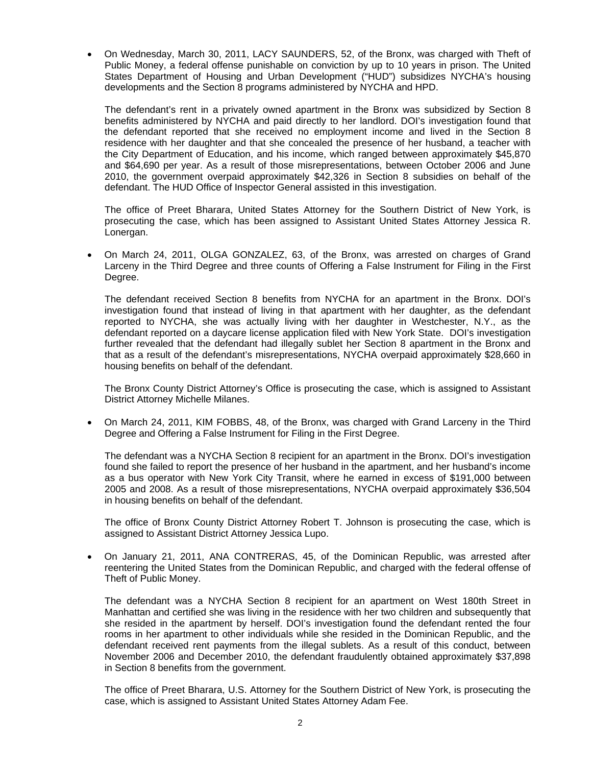- On Wednesday, March 30, 2011, LACY SAUNDERS, 52, of the Bronx, was charged with Theft of Public Money, a federal offense punishable on conviction by up to 10 years in prison. The United States Department of Housing and Urban Development ("HUD") subsidizes NYCHA's housing developments and the Section 8 programs administered by NYCHA and HPD.

  The defendant's rent in a privately owned apartment in the Bronx was subsidized by Section 8 benefits administered by NYCHA and paid directly to her landlord. DOI's investigation found that the defendant reported that she received no employment income and lived in the Section 8 residence with her daughter and that she concealed the presence of her husband, a teacher with the City Department of Education, and his income, which ranged between approximately $45,870 and $64,690 per year. As a result of those misrepresentations, between October 2006 and June 2010, the government overpaid approximately $42,326 in Section 8 subsidies on behalf of the defendant. The HUD Office of Inspector General assisted in this investigation.

  The office of Preet Bharara, United States Attorney for the Southern District of New York, is prosecuting the case, which has been assigned to Assistant United States Attorney Jessica R. Lonergan.

- On March 24, 2011, OLGA GONZALEZ, 63, of the Bronx, was arrested on charges of Grand Larceny in the Third Degree and three counts of Offering a False Instrument for Filing in the First Degree.

  The defendant received Section 8 benefits from NYCHA for an apartment in the Bronx. DOI's investigation found that instead of living in that apartment with her daughter, as the defendant reported to NYCHA, she was actually living with her daughter in Westchester, N.Y., as the defendant reported on a daycare license application filed with New York State. DOI's investigation further revealed that the defendant had illegally sublet her Section 8 apartment in the Bronx and that as a result of the defendant's misrepresentations, NYCHA overpaid approximately $28,660 in housing benefits on behalf of the defendant.

  The Bronx County District Attorney's Office is prosecuting the case, which is assigned to Assistant District Attorney Michelle Milanes.

- On March 24, 2011, KIM FOBBS, 48, of the Bronx, was charged with Grand Larceny in the Third Degree and Offering a False Instrument for Filing in the First Degree.

  The defendant was a NYCHA Section 8 recipient for an apartment in the Bronx. DOI's investigation found she failed to report the presence of her husband in the apartment, and her husband's income as a bus operator with New York City Transit, where he earned in excess of $191,000 between 2005 and 2008. As a result of those misrepresentations, NYCHA overpaid approximately $36,504 in housing benefits on behalf of the defendant.

  The office of Bronx County District Attorney Robert T. Johnson is prosecuting the case, which is assigned to Assistant District Attorney Jessica Lupo.

- On January 21, 2011, ANA CONTRERAS, 45, of the Dominican Republic, was arrested after reentering the United States from the Dominican Republic, and charged with the federal offense of Theft of Public Money.

  The defendant was a NYCHA Section 8 recipient for an apartment on West 180th Street in Manhattan and certified she was living in the residence with her two children and subsequently that she resided in the apartment by herself. DOI's investigation found the defendant rented the four rooms in her apartment to other individuals while she resided in the Dominican Republic, and the defendant received rent payments from the illegal sublets. As a result of this conduct, between November 2006 and December 2010, the defendant fraudulently obtained approximately $37,898 in Section 8 benefits from the government.

  The office of Preet Bharara, U.S. Attorney for the Southern District of New York, is prosecuting the case, which is assigned to Assistant United States Attorney Adam Fee.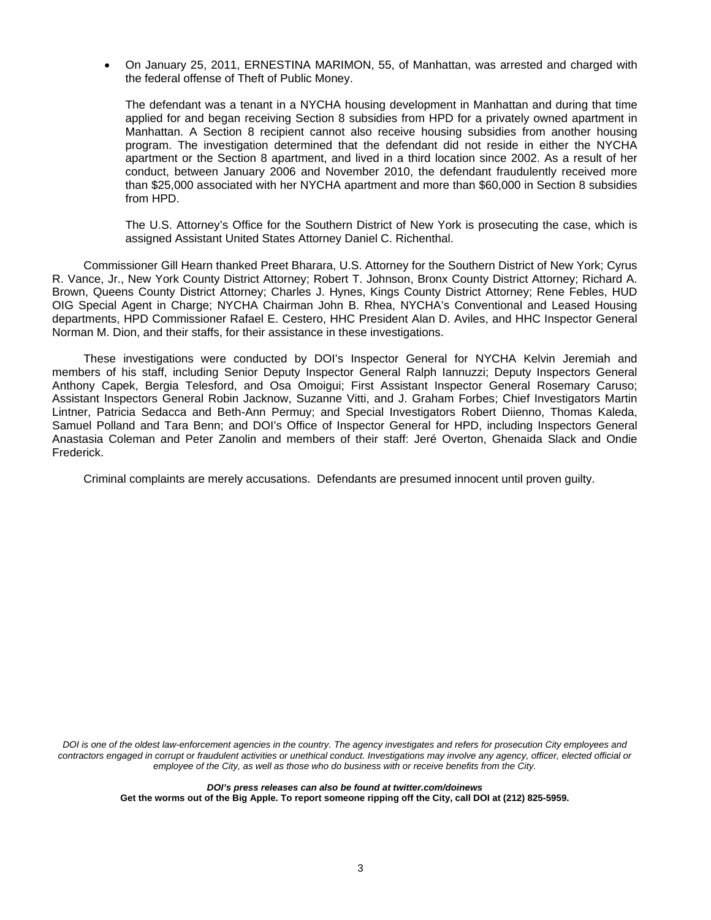- On January 25, 2011, ERNESTINA MARIMON, 55, of Manhattan, was arrested and charged with the federal offense of Theft of Public Money.

  The defendant was a tenant in a NYCHA housing development in Manhattan and during that time applied for and began receiving Section 8 subsidies from HPD for a privately owned apartment in Manhattan. A Section 8 recipient cannot also receive housing subsidies from another housing program. The investigation determined that the defendant did not reside in either the NYCHA apartment or the Section 8 apartment, and lived in a third location since 2002. As a result of her conduct, between January 2006 and November 2010, the defendant fraudulently received more than $25,000 associated with her NYCHA apartment and more than $60,000 in Section 8 subsidies from HPD.

  The U.S. Attorney's Office for the Southern District of New York is prosecuting the case, which is assigned Assistant United States Attorney Daniel C. Richenthal.

Commissioner Gill Hearn thanked Preet Bharara, U.S. Attorney for the Southern District of New York; Cyrus R. Vance, Jr., New York County District Attorney; Robert T. Johnson, Bronx County District Attorney; Richard A. Brown, Queens County District Attorney; Charles J. Hynes, Kings County District Attorney; Rene Febles, HUD OIG Special Agent in Charge; NYCHA Chairman John B. Rhea, NYCHA's Conventional and Leased Housing departments, HPD Commissioner Rafael E. Cestero, HHC President Alan D. Aviles, and HHC Inspector General Norman M. Dion, and their staffs, for their assistance in these investigations.

These investigations were conducted by DOI's Inspector General for NYCHA Kelvin Jeremiah and members of his staff, including Senior Deputy Inspector General Ralph Iannuzzi; Deputy Inspectors General Anthony Capek, Bergia Telesford, and Osa Omoigui; First Assistant Inspector General Rosemary Caruso; Assistant Inspectors General Robin Jacknow, Suzanne Vitti, and J. Graham Forbes; Chief Investigators Martin Lintner, Patricia Sedacca and Beth-Ann Permuy; and Special Investigators Robert Diienno, Thomas Kaleda, Samuel Polland and Tara Benn; and DOI's Office of Inspector General for HPD, including Inspectors General Anastasia Coleman and Peter Zanolin and members of their staff: Jeré Overton, Ghenaida Slack and Ondie Frederick.

Criminal complaints are merely accusations. Defendants are presumed innocent until proven guilty.

*DOI is one of the oldest law-enforcement agencies in the country. The agency investigates and refers for prosecution City employees and contractors engaged in corrupt or fraudulent activities or unethical conduct. Investigations may involve any agency, officer, elected official or employee of the City, as well as those who do business with or receive benefits from the City.*

***DOI's press releases can also be found at twitter.com/doinews***
**Get the worms out of the Big Apple. To report someone ripping off the City, call DOI at (212) 825-5959.**